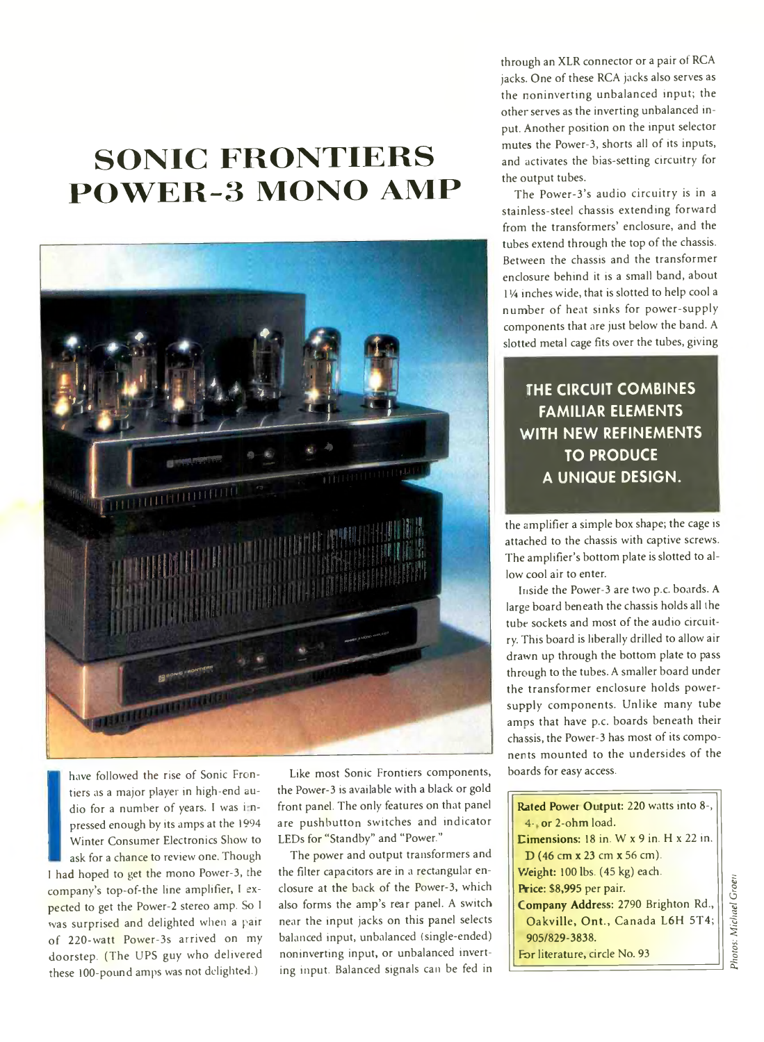# SONIC FRONTIERS POWER-3 MONO AMP

I have followed the rise of Sonic Frontiers as a major player in high-end audio for a number of years. I was impressed enough by its amps at the 1994 Winter Consumer Electronics Show to ask for a chance to review one. Though I had hoped to get the mono Power-3, the company's top-of-the line amplifier, I expected to get the Power-2 stereo amp. So I was surprised and delighted when a pair of 220-watt Power-3s arrived on my doorstep. (The UPS guy who delivered these 100-pound amps was not delighted.)

Like most Sonic Frontiers components, the Power-3 is available with a black or gold front panel. The only features on that panel are pushbutton switches and indicator LEDs for "Standby" and "Power."

The power and output transformers and the filter capacitors are in a rectangular enclosure at the back of the Power-3, which also forms the amp's rear panel. A switch near the input jacks on this panel selects balanced input, unbalanced (single-ended) noninverting input, or unbalanced inverting input. Balanced signals can be fed in through an XLR connector or a pair of RCA jacks. One of these RCA jacks also serves as the noninverting unbalanced input; the other serves as the inverting unbalanced input. Another position on the input selector mutes the Power-3, shorts all of its inputs, and activates the bias-setting circuitry for the output tubes.

The Power-3's audio circuitry is in a stainless-steel chassis extending forward from the transformers' enclosure, and the tubes extend through the top of the chassis. Between the chassis and the transformer enclosure behind it is a small band, about 1¼ inches wide, that is slotted to help cool a number of heat sinks for power-supply components that are just below the band. A slotted metal cage fits over the tubes, giving the amplifier a simple box shape; the cage is attached to the chassis with captive screws. The amplifier's bottom plate is slotted to allow cool air to enter.

**THE CIRCUIT COMBINES FAMILIAR ELEMENTS WITH NEW REFINEMENTS TO PRODUCE A UNIQUE DESIGN.**

Inside the Power-3 are two p.c. boards. A large board beneath the chassis holds all the tube sockets and most of the audio circuitry. This board is liberally drilled to allow air drawn up through the bottom plate to pass through to the tubes. A smaller board under the transformer enclosure holds power-supply components. Unlike many tube amps that have p.c. boards beneath their chassis, the Power-3 has most of its components mounted to the undersides of the boards for easy access.

**Rated Power Output:** 220 watts into 8-, 4-, or 2-ohm load.
**Dimensions:** 18 in. W x 9 in. H x 22 in. D (46 cm x 23 cm x 56 cm).
**Weight:** 100 lbs. (45 kg) each.
**Price:** $8,995 per pair.
**Company Address:** 2790 Brighton Rd., Oakville, Ont., Canada L6H 5T4; 905/829-3838.
For literature, circle No. 93

*Photos: Michael Groen*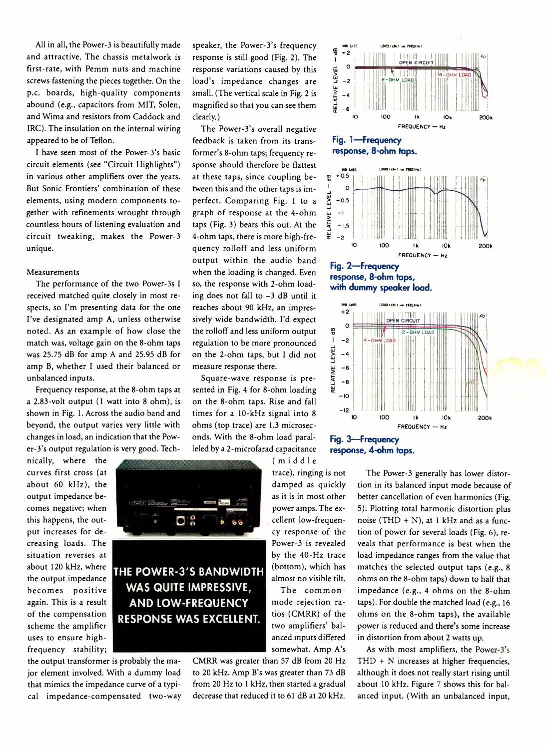All in all, the Power-3 is beautifully made and attractive. The chassis metalwork is first-rate, with Pemm nuts and machine screws fastening the pieces together. On the p.c. boards, high-quality components abound (e.g., capacitors from MIT, Solen, and Wima and resistors from Caddock and IRC). The insulation on the internal wiring appeared to be of Teflon.

I have seen most of the Power-3's basic circuit elements (see "Circuit Highlights") in various other amplifiers over the years. But Sonic Frontiers' combination of these elements, using modern components together with refinements wrought through countless hours of listening evaluation and circuit tweaking, makes the Power-3 unique.

## Measurements

The performance of the two Power-3s I received matched quite closely in most respects, so I'm presenting data for the one I've designated amp A, unless otherwise noted. As an example of how close the match was, voltage gain on the 8-ohm taps was 25.75 dB for amp A and 25.95 dB for amp B, whether I used their balanced or unbalanced inputs.

Frequency response, at the 8-ohm taps at a 2.83-volt output (1 watt into 8 ohm), is shown in Fig. 1. Across the audio band and beyond, the output varies very little with changes in load, an indication that the Power-3's output regulation is very good. Technically, where the curves first cross (at about 60 kHz), the output impedance becomes negative; when this happens, the output increases for decreasing loads. The situation reverses at about 120 kHz, where the output impedance becomes positive again. This is a result of the compensation scheme the amplifier uses to ensure high-frequency stability; the output transformer is probably the major element involved. With a dummy load that mimics the impedance curve of a typical impedance-compensated two-way speaker, the Power-3's frequency response is still good (Fig. 2). The response variations caused by this load's impedance changes are small. (The vertical scale in Fig. 2 is magnified so that you can see them clearly.)

The Power-3's overall negative feedback is taken from its transformer's 8-ohm taps; frequency response should therefore be flattest at these taps, since coupling between this and the other taps is imperfect. Comparing Fig. 1 to a graph of response at the 4-ohm taps (Fig. 3) bears this out. At the 4-ohm taps, there is more high-frequency rolloff and less uniform output within the audio band when the loading is changed. Even so, the response with 2-ohm loading does not fall to −3 dB until it reaches about 90 kHz, an impressively wide bandwidth. I'd expect the rolloff and less uniform output regulation to be more pronounced on the 2-ohm taps, but I did not measure response there.

Square-wave response is presented in Fig. 4 for 8-ohm loading on the 8-ohm taps. Rise and fall times for a 10-kHz signal into 8 ohms (top trace) are 1.3 microseconds. With the 8-ohm load paralleled by a 2-microfarad capacitance (middle trace), ringing is not damped as quickly as it is in most other power amps. The excellent low-frequency response of the Power-3 is revealed by the 40-Hz trace (bottom), which has almost no visible tilt.

**THE POWER-3'S BANDWIDTH WAS QUITE IMPRESSIVE, AND LOW-FREQUENCY RESPONSE WAS EXCELLENT.**

The common-mode rejection ratios (CMRR) of the two amplifiers' balanced inputs differed somewhat. Amp A's CMRR was greater than 57 dB from 20 Hz to 20 kHz. Amp B's was greater than 73 dB from 20 Hz to 1 kHz, then started a gradual decrease that reduced it to 61 dB at 20 kHz.

**Fig. 1—Frequency response, 8-ohm taps.**

**Fig. 2—Frequency response, 8-ohm taps, with dummy speaker load.**

**Fig. 3—Frequency response, 4-ohm taps.**

The Power-3 generally has lower distortion in its balanced input mode because of better cancellation of even harmonics (Fig. 5). Plotting total harmonic distortion plus noise (THD + N), at 1 kHz and as a function of power for several loads (Fig. 6), reveals that performance is best when the load impedance ranges from the value that matches the selected output taps (e.g., 8 ohms on the 8-ohm taps) down to half that impedance (e.g., 4 ohms on the 8-ohm taps). For double the matched load (e.g., 16 ohms on the 8-ohm taps), the available power is reduced and there's some increase in distortion from about 2 watts up.

As with most amplifiers, the Power-3's THD + N increases at higher frequencies, although it does not really start rising until about 10 kHz. Figure 7 shows this for balanced input. (With an unbalanced input,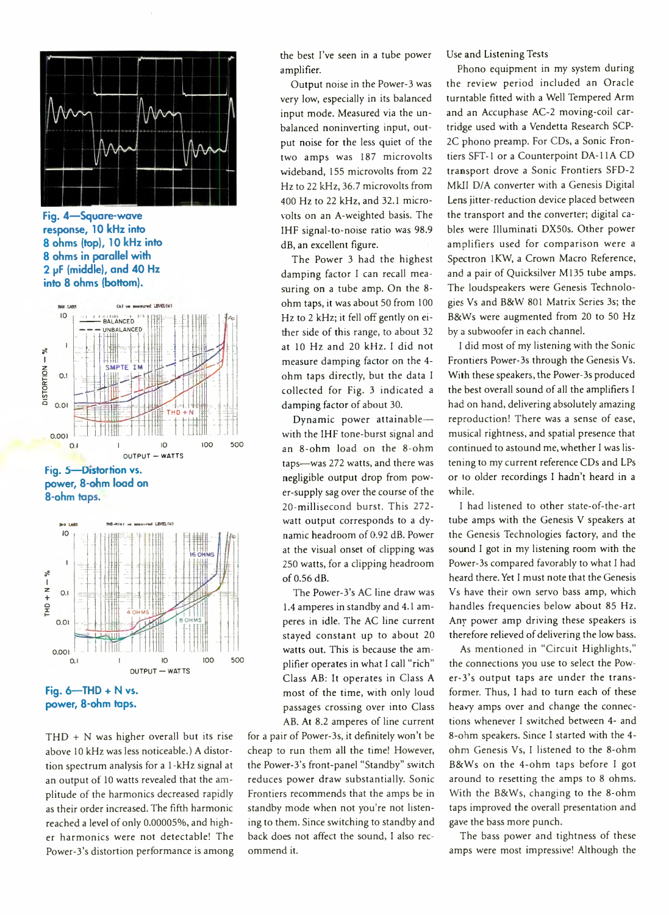Fig. 4—Square-wave response, 10 kHz into 8 ohms (top), 10 kHz into 8 ohms in parallel with 2 µF (middle), and 40 Hz into 8 ohms (bottom).

Fig. 5—Distortion vs. power, 8-ohm load on 8-ohm taps.

Fig. 6—THD + N vs. power, 8-ohm taps.

THD + N was higher overall but its rise above 10 kHz was less noticeable.) A distortion spectrum analysis for a 1-kHz signal at an output of 10 watts revealed that the amplitude of the harmonics decreased rapidly as their order increased. The fifth harmonic reached a level of only 0.00005%, and higher harmonics were not detectable! The Power-3's distortion performance is among the best I've seen in a tube power amplifier.

Output noise in the Power-3 was very low, especially in its balanced input mode. Measured via the unbalanced noninverting input, output noise for the less quiet of the two amps was 187 microvolts wideband, 155 microvolts from 22 Hz to 22 kHz, 36.7 microvolts from 400 Hz to 22 kHz, and 32.1 microvolts on an A-weighted basis. The IHF signal-to-noise ratio was 98.9 dB, an excellent figure.

The Power 3 had the highest damping factor I can recall measuring on a tube amp. On the 8-ohm taps, it was about 50 from 100 Hz to 2 kHz; it fell off gently on either side of this range, to about 32 at 10 Hz and 20 kHz. I did not measure damping factor on the 4-ohm taps directly, but the data I collected for Fig. 3 indicated a damping factor of about 30.

Dynamic power attainable—with the IHF tone-burst signal and an 8-ohm load on the 8-ohm taps—was 272 watts, and there was negligible output drop from power-supply sag over the course of the 20-millisecond burst. This 272-watt output corresponds to a dynamic headroom of 0.92 dB. Power at the visual onset of clipping was 250 watts, for a clipping headroom of 0.56 dB.

The Power-3's AC line draw was 1.4 amperes in standby and 4.1 amperes in idle. The AC line current stayed constant up to about 20 watts out. This is because the amplifier operates in what I call "rich" Class AB: It operates in Class A most of the time, with only loud passages crossing over into Class AB. At 8.2 amperes of line current for a pair of Power-3s, it definitely won't be cheap to run them all the time! However, the Power-3's front-panel "Standby" switch reduces power draw substantially. Sonic Frontiers recommends that the amps be in standby mode when not you're listening to them. Since switching to standby and back does not affect the sound, I also recommend it.

## Use and Listening Tests

Phono equipment in my system during the review period included an Oracle turntable fitted with a Well Tempered Arm and an Accuphase AC-2 moving-coil cartridge used with a Vendetta Research SCP-2C phono preamp. For CDs, a Sonic Frontiers SFT-1 or a Counterpoint DA-11A CD transport drove a Sonic Frontiers SFD-2 MkII D/A converter with a Genesis Digital Lens jitter-reduction device placed between the transport and the converter; digital cables were Illuminati DX50s. Other power amplifiers used for comparison were a Spectron 1KW, a Crown Macro Reference, and a pair of Quicksilver M135 tube amps. The loudspeakers were Genesis Technologies Vs and B&W 801 Matrix Series 3s; the B&Ws were augmented from 20 to 50 Hz by a subwoofer in each channel.

I did most of my listening with the Sonic Frontiers Power-3s through the Genesis Vs. With these speakers, the Power-3s produced the best overall sound of all the amplifiers I had on hand, delivering absolutely amazing reproduction! There was a sense of ease, musical rightness, and spatial presence that continued to astound me, whether I was listening to my current reference CDs and LPs or to older recordings I hadn't heard in a while.

I had listened to other state-of-the-art tube amps with the Genesis V speakers at the Genesis Technologies factory, and the sound I got in my listening room with the Power-3s compared favorably to what I had heard there. Yet I must note that the Genesis Vs have their own servo bass amp, which handles frequencies below about 85 Hz. Any power amp driving these speakers is therefore relieved of delivering the low bass.

As mentioned in "Circuit Highlights," the connections you use to select the Power-3's output taps are under the transformer. Thus, I had to turn each of these heavy amps over and change the connections whenever I switched between 4- and 8-ohm speakers. Since I started with the 4-ohm Genesis Vs, I listened to the 8-ohm B&Ws on the 4-ohm taps before I got around to resetting the amps to 8 ohms. With the B&Ws, changing to the 8-ohm taps improved the overall presentation and gave the bass more punch.

The bass power and tightness of these amps were most impressive! Although the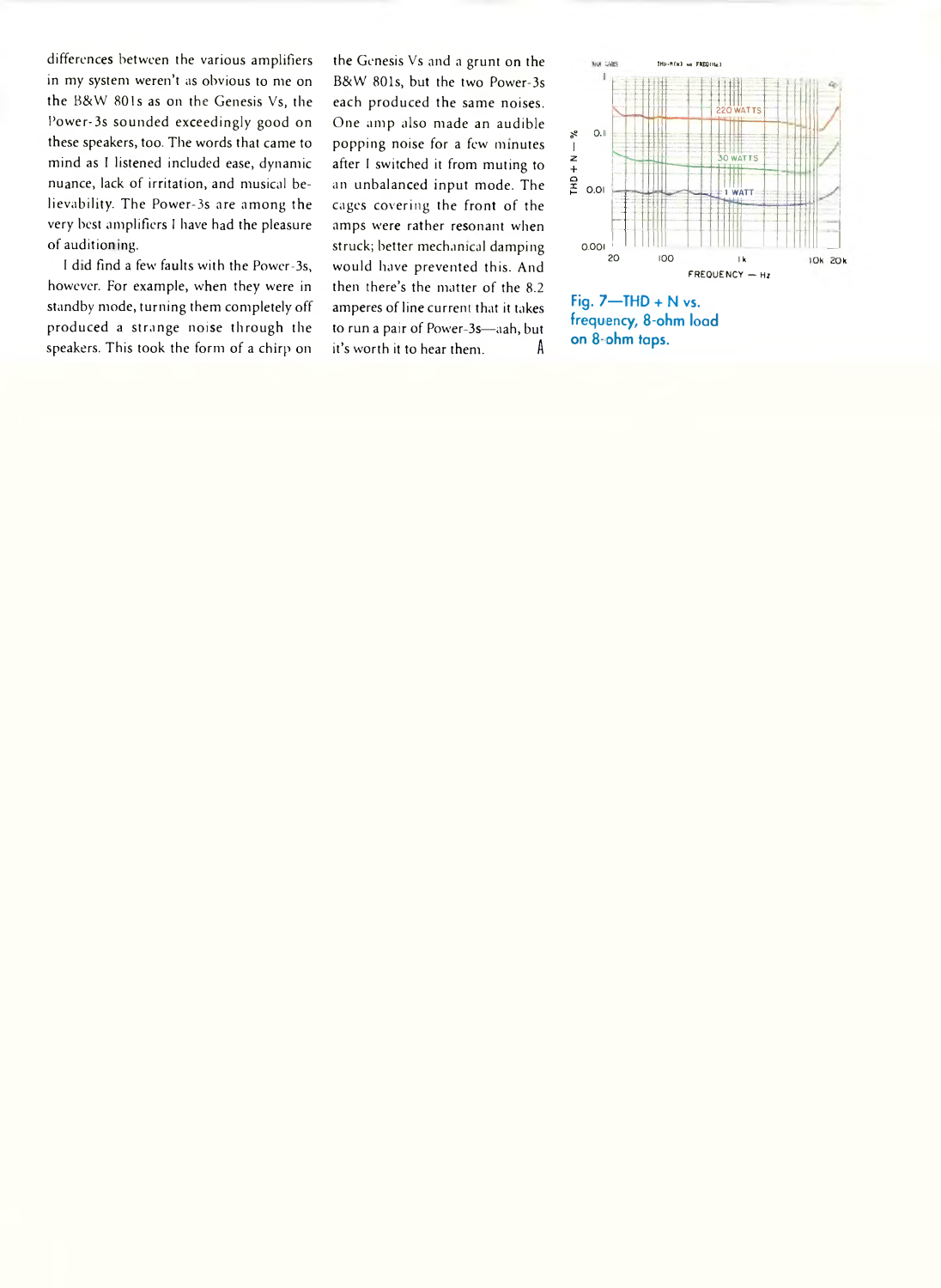differences between the various amplifiers in my system weren't as obvious to me on the B&W 801s as on the Genesis Vs, the Power-3s sounded exceedingly good on these speakers, too. The words that came to mind as I listened included ease, dynamic nuance, lack of irritation, and musical believability. The Power-3s are among the very best amplifiers I have had the pleasure of auditioning.

I did find a few faults with the Power-3s, however. For example, when they were in standby mode, turning them completely off produced a strange noise through the speakers. This took the form of a chirp on the Genesis Vs and a grunt on the B&W 801s, but the two Power-3s each produced the same noises. One amp also made an audible popping noise for a few minutes after I switched it from muting to an unbalanced input mode. The cages covering the front of the amps were rather resonant when struck; better mechanical damping would have prevented this. And then there's the matter of the 8.2 amperes of line current that it takes to run a pair of Power-3s—aah, but it's worth it to hear them. A

THD+N(%) vs FREQ(Hz)

THD + N — %

1

0.1

0.01

0.001

220 WATTS

30 WATTS

1 WATT

20 100 1k 10k 20k

FREQUENCY — Hz

Fig. 7—THD + N vs. frequency, 8-ohm load on 8-ohm taps.